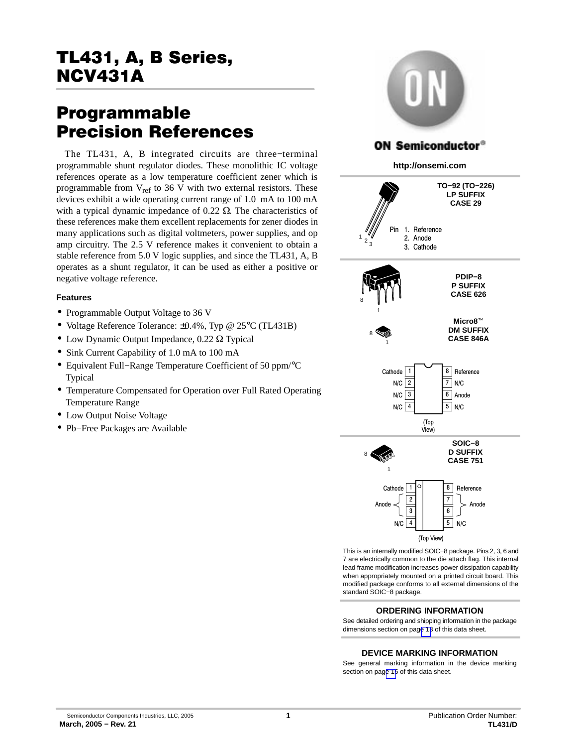# TL431, A, B Series, NCV431A

## Programmable Precision References

The TL431, A, B integrated circuits are three−terminal programmable shunt regulator diodes. These monolithic IC voltage references operate as a low temperature coefficient zener which is programmable from $V_{ref}$ to 36 V with two external resistors. These devices exhibit a wide operating current range of 1.0 mA to 100 mA with a typical dynamic impedance of 0.22 Ω. The characteristics of these references make them excellent replacements for zener diodes in many applications such as digital voltmeters, power supplies, and op amp circuitry. The 2.5 V reference makes it convenient to obtain a stable reference from 5.0 V logic supplies, and since the TL431, A, B operates as a shunt regulator, it can be used as either a positive or negative voltage reference.

### Features

- Programmable Output Voltage to 36 V
- Voltage Reference Tolerance: ±0.4%, Typ @ 25°C (TL431B)
- Low Dynamic Output Impedance, 0.22 Ω Typical
- Sink Current Capability of 1.0 mA to 100 mA
- Equivalent Full−Range Temperature Coefficient of 50 ppm/°C Typical
- Temperature Compensated for Operation over Full Rated Operating Temperature Range
- Low Output Noise Voltage
- Pb−Free Packages are Available

ON Semiconductor®

http://onsemi.com

**TO−92 (TO−226)**
**LP SUFFIX**
**CASE 29**

Pin 1. Reference
2. Anode
3. Cathode

**PDIP−8**
**P SUFFIX**
**CASE 626**

**Micro8™**
**DM SUFFIX**
**CASE 846A**

| Pin | Function | Pin | Function |
|---|---|---|---|
| 1 | Cathode | 8 | Reference |
| 2 | N/C | 7 | N/C |
| 3 | N/C | 6 | Anode |
| 4 | N/C | 5 | N/C |

(Top View)

**SOIC−8**
**D SUFFIX**
**CASE 751**

| Pin | Function | Pin | Function |
|---|---|---|---|
| 1 | Cathode | 8 | Reference |
| 2 | Anode | 7 | Anode |
| 3 | Anode | 6 | Anode |
| 4 | N/C | 5 | N/C |

(Top View)

This is an internally modified SOIC−8 package. Pins 2, 3, 6 and 7 are electrically common to the die attach flag. This internal lead frame modification increases power dissipation capability when appropriately mounted on a printed circuit board. This modified package conforms to all external dimensions of the standard SOIC−8 package.

### ORDERING INFORMATION

See detailed ordering and shipping information in the package dimensions section on page 18 of this data sheet.

### DEVICE MARKING INFORMATION

See general marking information in the device marking section on page 15 of this data sheet.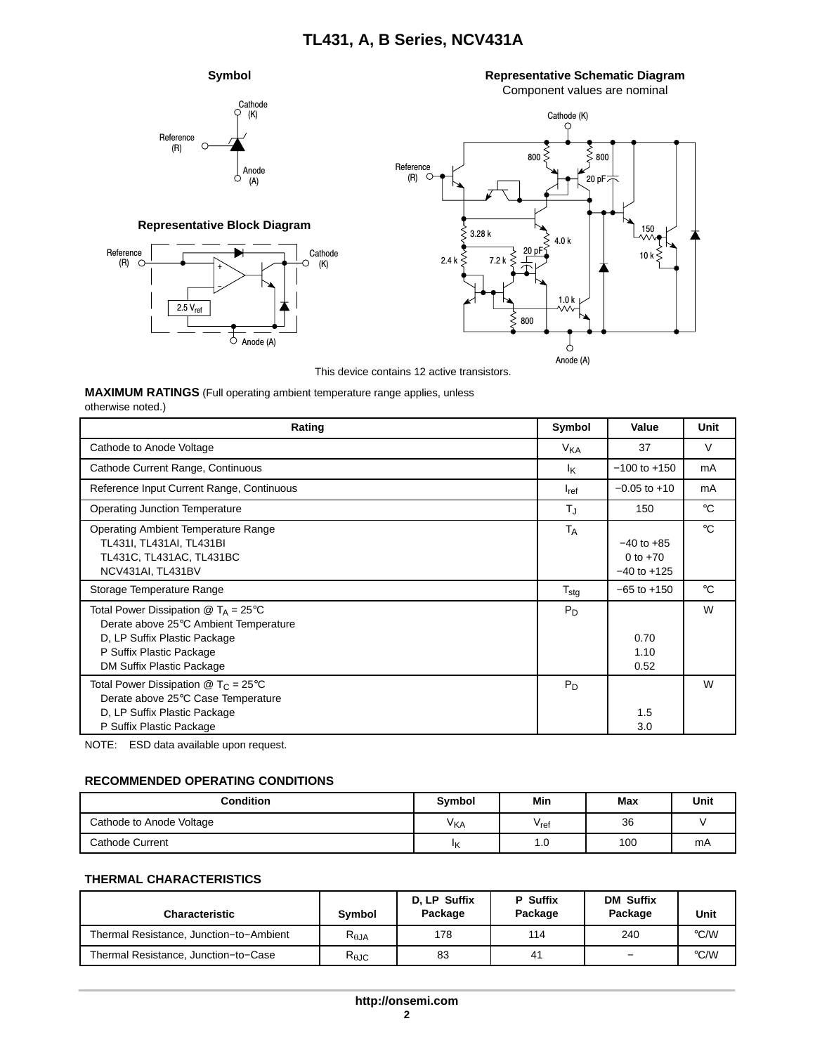**Symbol**

**Representative Schematic Diagram**

Component values are nominal

**Representative Block Diagram**

This device contains 12 active transistors.

**MAXIMUM RATINGS** (Full operating ambient temperature range applies, unless otherwise noted.)

| Rating | Symbol | Value | Unit |
|---|---|---|---|
| Cathode to Anode Voltage | $V_{KA}$ | 37 | V |
| Cathode Current Range, Continuous | $I_K$ | −100 to +150 | mA |
| Reference Input Current Range, Continuous | $I_{ref}$ | −0.05 to +10 | mA |
| Operating Junction Temperature | $T_J$ | 150 | °C |
| Operating Ambient Temperature Range<br>TL431I, TL431AI, TL431BI<br>TL431C, TL431AC, TL431BC<br>NCV431AI, TL431BV | $T_A$ | <br>−40 to +85<br>0 to +70<br>−40 to +125 | °C |
| Storage Temperature Range | $T_{stg}$ | −65 to +150 | °C |
| Total Power Dissipation @ $T_A$ = 25°C<br>Derate above 25°C Ambient Temperature<br>D, LP Suffix Plastic Package<br>P Suffix Plastic Package<br>DM Suffix Plastic Package | $P_D$ | <br><br>0.70<br>1.10<br>0.52 | W |
| Total Power Dissipation @ $T_C$ = 25°C<br>Derate above 25°C Case Temperature<br>D, LP Suffix Plastic Package<br>P Suffix Plastic Package | $P_D$ | <br><br>1.5<br>3.0 | W |

NOTE: ESD data available upon request.

**RECOMMENDED OPERATING CONDITIONS**

| Condition | Symbol | Min | Max | Unit |
|---|---|---|---|---|
| Cathode to Anode Voltage | $V_{KA}$ | $V_{ref}$ | 36 | V |
| Cathode Current | $I_K$ | 1.0 | 100 | mA |

**THERMAL CHARACTERISTICS**

| Characteristic | Symbol | D, LP Suffix Package | P Suffix Package | DM Suffix Package | Unit |
|---|---|---|---|---|---|
| Thermal Resistance, Junction−to−Ambient | $R_{\theta JA}$ | 178 | 114 | 240 | °C/W |
| Thermal Resistance, Junction−to−Case | $R_{\theta JC}$ | 83 | 41 | − | °C/W |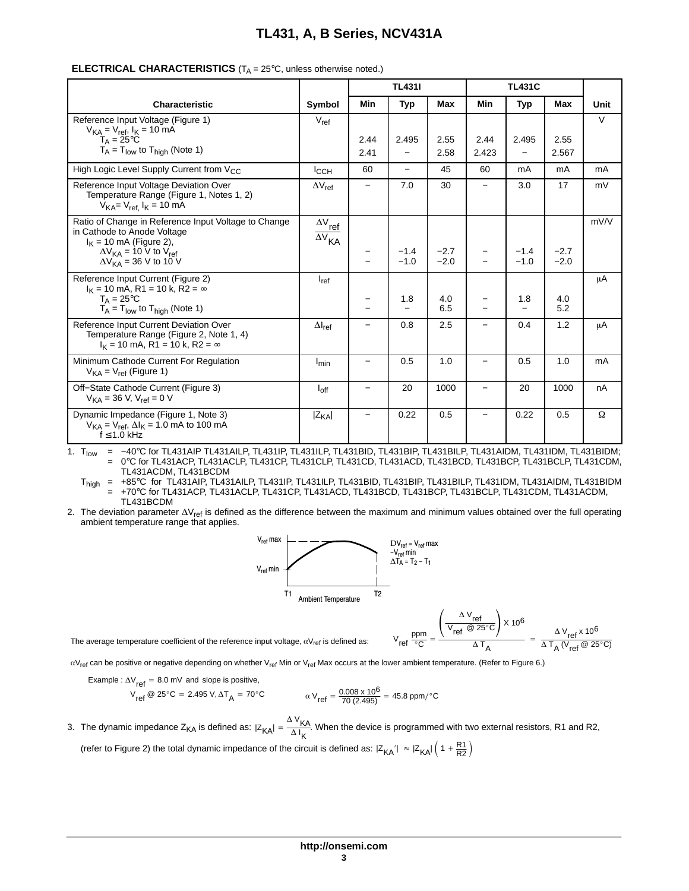**ELECTRICAL CHARACTERISTICS** ($T_A$ = 25°C, unless otherwise noted.)

| Characteristic | Symbol | TL431I | | | TL431C | | | Unit |
|---|---|---|---|---|---|---|---|---|
| | | Min | Typ | Max | Min | Typ | Max | |
| Reference Input Voltage (Figure 1) $V_{KA} = V_{ref}$, $I_K$ = 10 mA | $V_{ref}$ | | | | | | | V |
| $T_A$ = 25°C | | 2.44 | 2.495 | 2.55 | 2.44 | 2.495 | 2.55 | |
| $T_A = T_{low}$ to $T_{high}$ (Note 1) | | 2.41 | − | 2.58 | 2.423 | − | 2.567 | |
| High Logic Level Supply Current from $V_{CC}$ | $I_{CCH}$ | 60 | − | 45 | 60 | mA | mA | mA |
| Reference Input Voltage Deviation Over Temperature Range (Figure 1, Notes 1, 2) $V_{KA} = V_{ref}$, $I_K$ = 10 mA | $\Delta V_{ref}$ | − | 7.0 | 30 | − | 3.0 | 17 | mV |
| Ratio of Change in Reference Input Voltage to Change in Cathode to Anode Voltage $I_K$ = 10 mA (Figure 2), | $\frac{\Delta V_{ref}}{\Delta V_{KA}}$ | | | | | | | mV/V |
| $\Delta V_{KA}$ = 10 V to $V_{ref}$ | | − | −1.4 | −2.7 | − | −1.4 | −2.7 | |
| $\Delta V_{KA}$ = 36 V to 10 V | | − | −1.0 | −2.0 | − | −1.0 | −2.0 | |
| Reference Input Current (Figure 2) $I_K$ = 10 mA, R1 = 10 k, R2 = ∞ | $I_{ref}$ | | | | | | | μA |
| $T_A$ = 25°C | | − | 1.8 | 4.0 | − | 1.8 | 4.0 | |
| $T_A = T_{low}$ to $T_{high}$ (Note 1) | | − | − | 6.5 | − | − | 5.2 | |
| Reference Input Current Deviation Over Temperature Range (Figure 2, Note 1, 4) $I_K$ = 10 mA, R1 = 10 k, R2 = ∞ | $\Delta I_{ref}$ | − | 0.8 | 2.5 | − | 0.4 | 1.2 | μA |
| Minimum Cathode Current For Regulation $V_{KA} = V_{ref}$ (Figure 1) | $I_{min}$ | − | 0.5 | 1.0 | − | 0.5 | 1.0 | mA |
| Off−State Cathode Current (Figure 3) $V_{KA}$ = 36 V, $V_{ref}$ = 0 V | $I_{off}$ | − | 20 | 1000 | − | 20 | 1000 | nA |
| Dynamic Impedance (Figure 1, Note 3) $V_{KA} = V_{ref}$, $\Delta I_K$ = 1.0 mA to 100 mA f ≤ 1.0 kHz | $\lvert Z_{KA}\rvert$ | − | 0.22 | 0.5 | − | 0.22 | 0.5 | Ω |

1. $T_{low}$ = −40°C for TL431AIP TL431AILP, TL431IP, TL431ILP, TL431BID, TL431BIP, TL431BILP, TL431AIDM, TL431IDM, TL431BIDM;
   = 0°C for TL431ACP, TL431ACLP, TL431CP, TL431CLP, TL431CD, TL431ACD, TL431BCD, TL431BCP, TL431BCLP, TL431CDM, TL431ACDM, TL431BCDM
   $T_{high}$ = +85°C for TL431AIP, TL431AILP, TL431IP, TL431ILP, TL431BID, TL431BIP, TL431BILP, TL431IDM, TL431AIDM, TL431BIDM
   = +70°C for TL431ACP, TL431ACLP, TL431CP, TL431ACD, TL431BCD, TL431BCP, TL431BCLP, TL431CDM, TL431ACDM, TL431BCDM
2. The deviation parameter $\Delta V_{ref}$ is defined as the difference between the maximum and minimum values obtained over the full operating ambient temperature range that applies.

$V_{ref}$ max, $V_{ref}$ min, T1, T2, Ambient Temperature

$\Delta V_{ref} = V_{ref}\,max - V_{ref}\,min$
$\Delta T_A = T_2 - T_1$

The average temperature coefficient of the reference input voltage, $\alpha V_{ref}$ is defined as:

$$V_{ref}\ \frac{ppm}{^\circ C} = \frac{\left(\frac{\Delta V_{ref}}{V_{ref}\ @\ 25^\circ C}\right) \times 10^6}{\Delta T_A} = \frac{\Delta V_{ref} \times 10^6}{\Delta T_A\,(V_{ref}\ @\ 25^\circ C)}$$

$\alpha V_{ref}$ can be positive or negative depending on whether $V_{ref}$ Min or $V_{ref}$ Max occurs at the lower ambient temperature. (Refer to Figure 6.)

Example : $\Delta V_{ref}$ = 8.0 mV and slope is positive,

$V_{ref}$ @ 25°C = 2.495 V, $\Delta T_A$ = 70°C $\qquad \alpha V_{ref} = \frac{0.008 \times 10^6}{70\,(2.495)} = 45.8\ \text{ppm}/^\circ C$

3. The dynamic impedance $Z_{KA}$ is defined as: $|Z_{KA}| = \frac{\Delta V_{KA}}{\Delta I_K}$. When the device is programmed with two external resistors, R1 and R2, (refer to Figure 2) the total dynamic impedance of the circuit is defined as: $|Z_{KA}'| \approx |Z_{KA}|\left(1 + \frac{R1}{R2}\right)$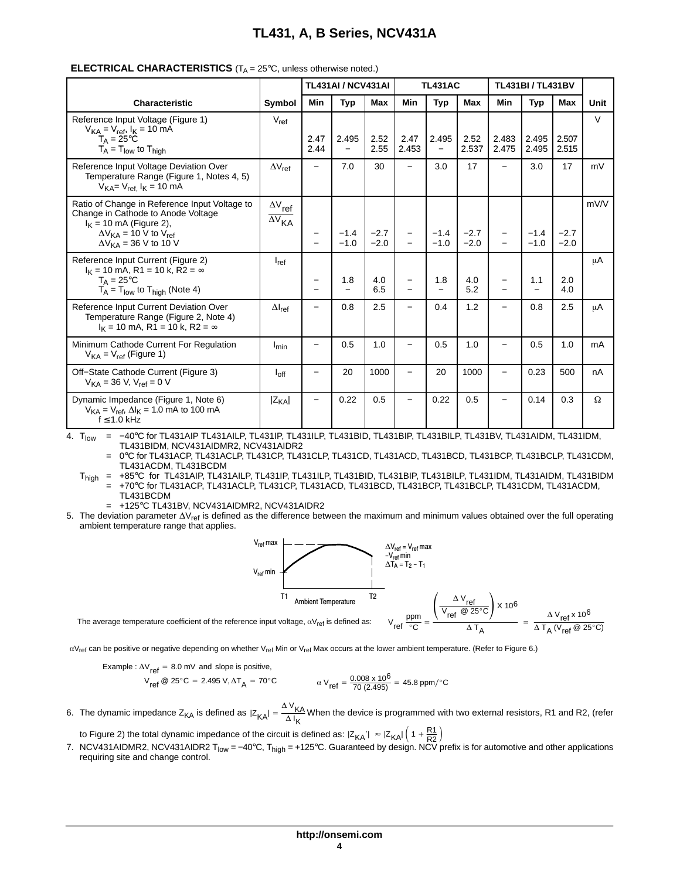## ELECTRICAL CHARACTERISTICS ($T_A$ = 25°C, unless otherwise noted.)

| Characteristic | Symbol | TL431AI / NCV431AI | | | TL431AC | | | TL431BI / TL431BV | | | Unit |
|---|---|---|---|---|---|---|---|---|---|---|---|
| | | Min | Typ | Max | Min | Typ | Max | Min | Typ | Max | |
| Reference Input Voltage (Figure 1) $V_{KA} = V_{ref}$, $I_K$ = 10 mA<br>$T_A$ = 25°C<br>$T_A = T_{low}$ to $T_{high}$ | $V_{ref}$ | 2.47<br>2.44 | 2.495<br>− | 2.52<br>2.55 | 2.47<br>2.453 | 2.495<br>− | 2.52<br>2.537 | 2.483<br>2.475 | 2.495<br>2.495 | 2.507<br>2.515 | V |
| Reference Input Voltage Deviation Over Temperature Range (Figure 1, Notes 4, 5) $V_{KA} = V_{ref}$, $I_K$ = 10 mA | $\Delta V_{ref}$ | − | 7.0 | 30 | − | 3.0 | 17 | − | 3.0 | 17 | mV |
| Ratio of Change in Reference Input Voltage to Change in Cathode to Anode Voltage $I_K$ = 10 mA (Figure 2),<br>$\Delta V_{KA}$ = 10 V to $V_{ref}$<br>$\Delta V_{KA}$ = 36 V to 10 V | $\frac{\Delta V_{ref}}{\Delta V_{KA}}$ | −<br>− | −1.4<br>−1.0 | −2.7<br>−2.0 | −<br>− | −1.4<br>−1.0 | −2.7<br>−2.0 | −<br>− | −1.4<br>−1.0 | −2.7<br>−2.0 | mV/V |
| Reference Input Current (Figure 2) $I_K$ = 10 mA, R1 = 10 k, R2 = ∞<br>$T_A$ = 25°C<br>$T_A = T_{low}$ to $T_{high}$ (Note 4) | $I_{ref}$ | −<br>− | 1.8<br>− | 4.0<br>6.5 | −<br>− | 1.8<br>− | 4.0<br>5.2 | −<br>− | 1.1<br>− | 2.0<br>4.0 | μA |
| Reference Input Current Deviation Over Temperature Range (Figure 2, Note 4) $I_K$ = 10 mA, R1 = 10 k, R2 = ∞ | $\Delta I_{ref}$ | − | 0.8 | 2.5 | − | 0.4 | 1.2 | − | 0.8 | 2.5 | μA |
| Minimum Cathode Current For Regulation $V_{KA} = V_{ref}$ (Figure 1) | $I_{min}$ | − | 0.5 | 1.0 | − | 0.5 | 1.0 | − | 0.5 | 1.0 | mA |
| Off−State Cathode Current (Figure 3) $V_{KA}$ = 36 V, $V_{ref}$ = 0 V | $I_{off}$ | − | 20 | 1000 | − | 20 | 1000 | − | 0.23 | 500 | nA |
| Dynamic Impedance (Figure 1, Note 6) $V_{KA} = V_{ref}$, $\Delta I_K$ = 1.0 mA to 100 mA<br>f ≤ 1.0 kHz | $\lvert Z_{KA}\rvert$ | − | 0.22 | 0.5 | − | 0.22 | 0.5 | − | 0.14 | 0.3 | Ω |

4. $T_{low}$ = −40°C for TL431AIP TL431AILP, TL431IP, TL431ILP, TL431BID, TL431BIP, TL431BILP, TL431BV, TL431AIDM, TL431IDM, TL431BIDM, NCV431AIDMR2, NCV431AIDR2
   = 0°C for TL431ACP, TL431ACLP, TL431CP, TL431CLP, TL431CD, TL431ACD, TL431BCD, TL431BCP, TL431BCLP, TL431CDM, TL431ACDM, TL431BCDM
   $T_{high}$ = +85°C for TL431AIP, TL431AILP, TL431IP, TL431ILP, TL431BID, TL431BIP, TL431BILP, TL431IDM, TL431AIDM, TL431BIDM
   = +70°C for TL431ACP, TL431ACLP, TL431CP, TL431ACD, TL431BCD, TL431BCP, TL431BCLP, TL431CDM, TL431ACDM, TL431BCDM
   = +125°C TL431BV, NCV431AIDMR2, NCV431AIDR2
5. The deviation parameter $\Delta V_{ref}$ is defined as the difference between the maximum and minimum values obtained over the full operating ambient temperature range that applies.

$V_{ref}$ max, $V_{ref}$ min, T1, T2, Ambient Temperature

$\Delta V_{ref} = V_{ref}\,max - V_{ref}\,min$
$\Delta T_A = T_2 - T_1$

The average temperature coefficient of the reference input voltage, $\alpha V_{ref}$ is defined as:

$$V_{ref}\ \frac{ppm}{°C} = \frac{\left(\frac{\Delta V_{ref}}{V_{ref}\ @\ 25°C}\right) X\ 10^6}{\Delta T_A} = \frac{\Delta V_{ref} \times 10^6}{\Delta T_A (V_{ref}\ @\ 25°C)}$$

$\alpha V_{ref}$ can be positive or negative depending on whether $V_{ref}$ Min or $V_{ref}$ Max occurs at the lower ambient temperature. (Refer to Figure 6.)

Example : $\Delta V_{ref}$ = 8.0 mV and slope is positive,
$V_{ref}$ @ 25°C = 2.495 V, $\Delta T_A$ = 70°C

$$\alpha V_{ref} = \frac{0.008 \times 10^6}{70\ (2.495)} = 45.8\ ppm/°C$$

6. The dynamic impedance $Z_{KA}$ is defined as $|Z_{KA}| = \frac{\Delta V_{KA}}{\Delta I_K}$ When the device is programmed with two external resistors, R1 and R2, (refer to Figure 2) the total dynamic impedance of the circuit is defined as: $|Z_{KA}'| \approx |Z_{KA}| \left(1 + \frac{R1}{R2}\right)$
7. NCV431AIDMR2, NCV431AIDR2 $T_{low}$ = −40°C, $T_{high}$ = +125°C. Guaranteed by design. NCV prefix is for automotive and other applications requiring site and change control.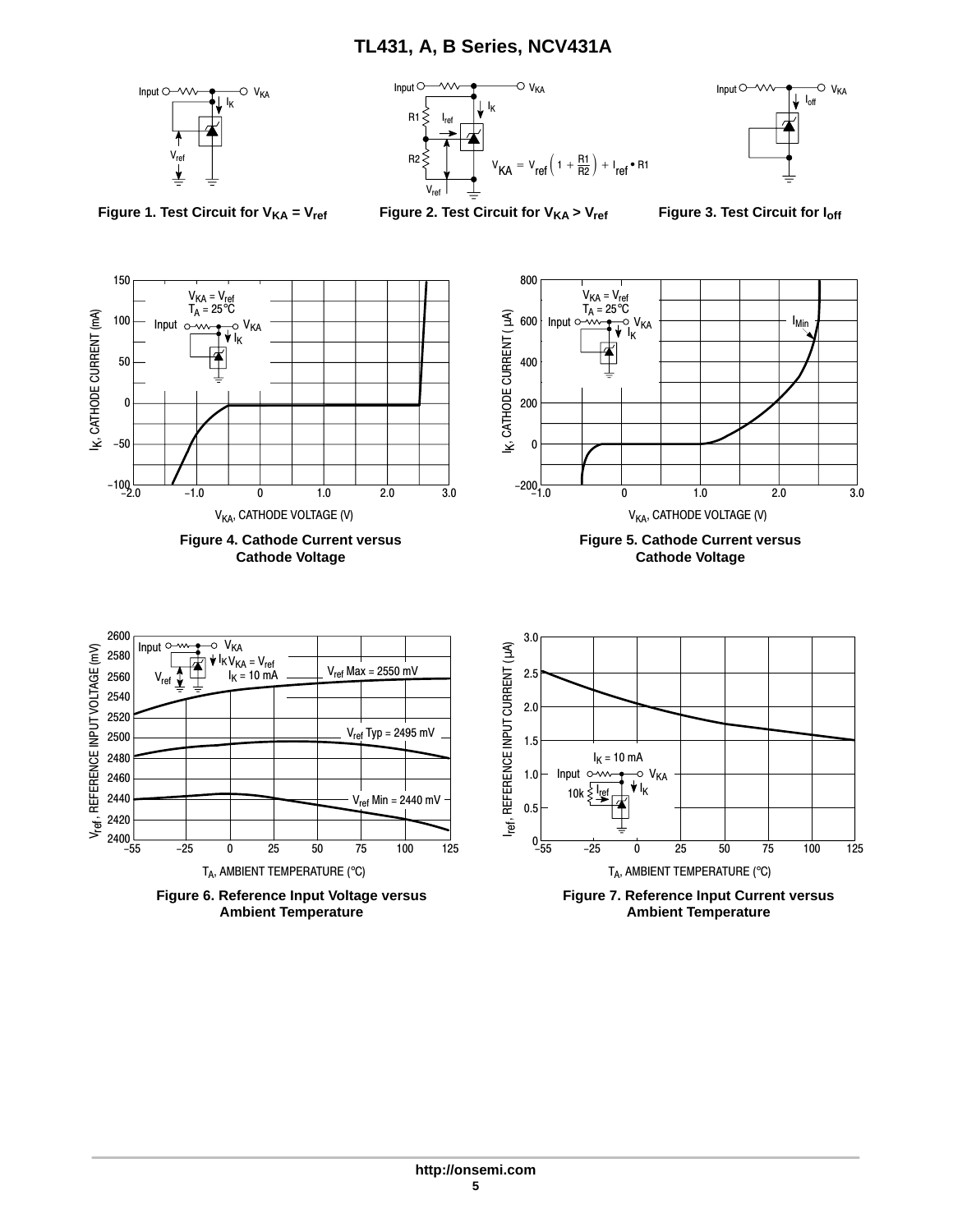$$V_{KA} = V_{ref}\left(1 + \frac{R1}{R2}\right) + I_{ref} \bullet R1$$

**Figure 1. Test Circuit for $V_{KA} = V_{ref}$**

**Figure 2. Test Circuit for $V_{KA} > V_{ref}$**

**Figure 3. Test Circuit for $I_{off}$**

**Figure 4. Cathode Current versus Cathode Voltage**

**Figure 5. Cathode Current versus Cathode Voltage**

**Figure 6. Reference Input Voltage versus Ambient Temperature**

**Figure 7. Reference Input Current versus Ambient Temperature**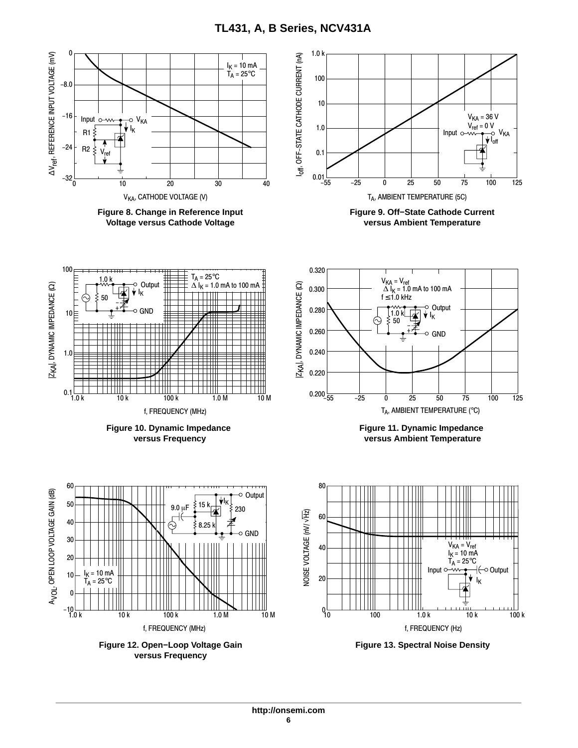Figure 8. Change in Reference Input Voltage versus Cathode Voltage

Figure 9. Off−State Cathode Current versus Ambient Temperature

Figure 10. Dynamic Impedance versus Frequency

Figure 11. Dynamic Impedance versus Ambient Temperature

Figure 12. Open−Loop Voltage Gain versus Frequency

Figure 13. Spectral Noise Density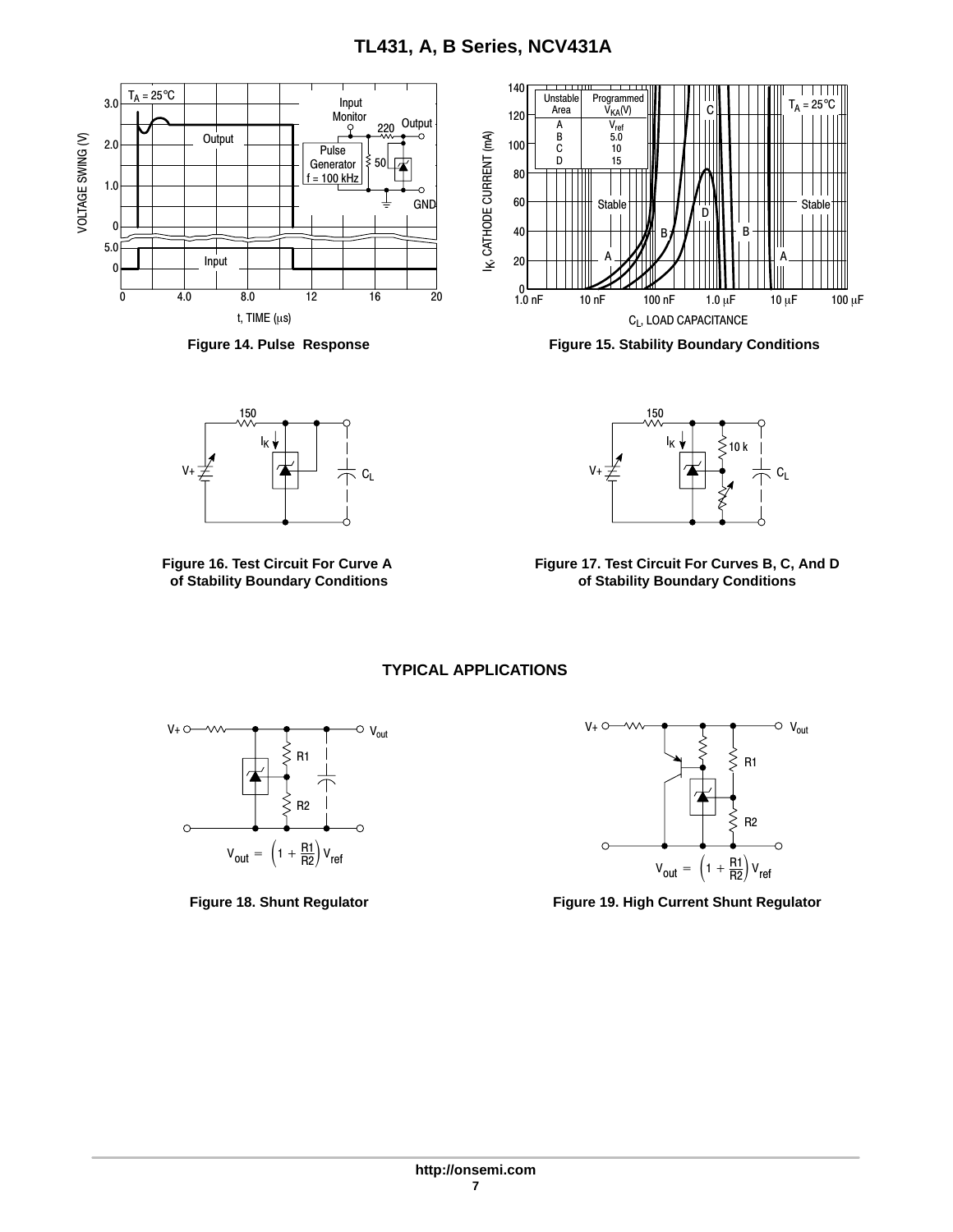Figure 14. Pulse Response

| Unstable Area | Programmed $V_{KA}$(V) |
| --- | --- |
| A | $V_{ref}$ |
| B | 5.0 |
| C | 10 |
| D | 15 |

Figure 15. Stability Boundary Conditions

Figure 16. Test Circuit For Curve A of Stability Boundary Conditions

Figure 17. Test Circuit For Curves B, C, And D of Stability Boundary Conditions

## TYPICAL APPLICATIONS

$$V_{out} = \left(1 + \frac{R1}{R2}\right) V_{ref}$$

Figure 18. Shunt Regulator

$$V_{out} = \left(1 + \frac{R1}{R2}\right) V_{ref}$$

Figure 19. High Current Shunt Regulator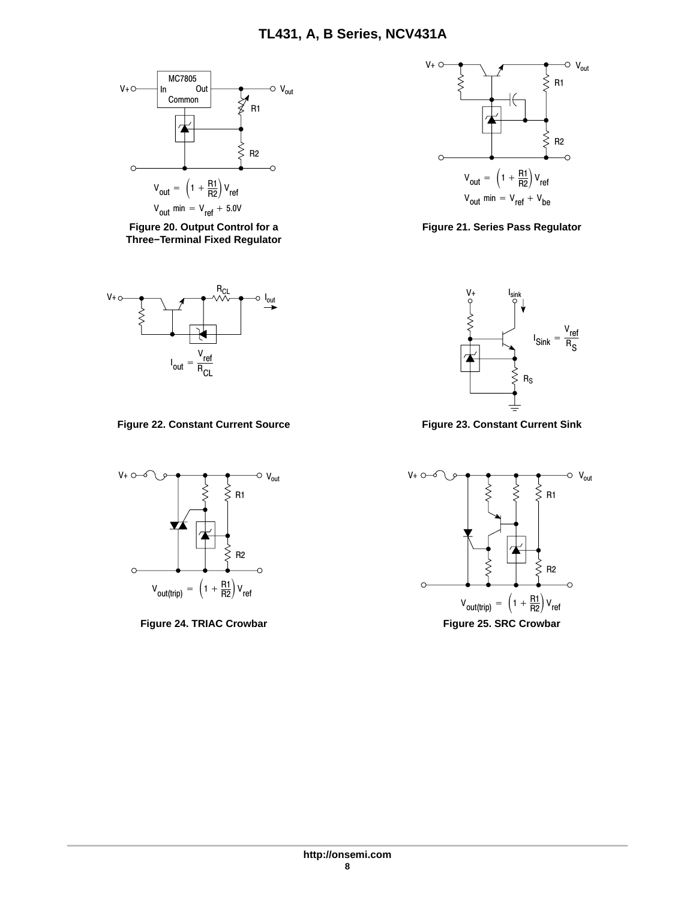$$V_{out} = \left(1 + \frac{R1}{R2}\right) V_{ref}$$

$$V_{out}\ min = V_{ref} + 5.0V$$

**Figure 20. Output Control for a Three−Terminal Fixed Regulator**

$$V_{out} = \left(1 + \frac{R1}{R2}\right) V_{ref}$$

$$V_{out}\ min = V_{ref} + V_{be}$$

**Figure 21. Series Pass Regulator**

$$I_{out} = \frac{V_{ref}}{R_{CL}}$$

**Figure 22. Constant Current Source**

$$I_{Sink} = \frac{V_{ref}}{R_S}$$

**Figure 23. Constant Current Sink**

$$V_{out(trip)} = \left(1 + \frac{R1}{R2}\right) V_{ref}$$

**Figure 24. TRIAC Crowbar**

$$V_{out(trip)} = \left(1 + \frac{R1}{R2}\right) V_{ref}$$

**Figure 25. SRC Crowbar**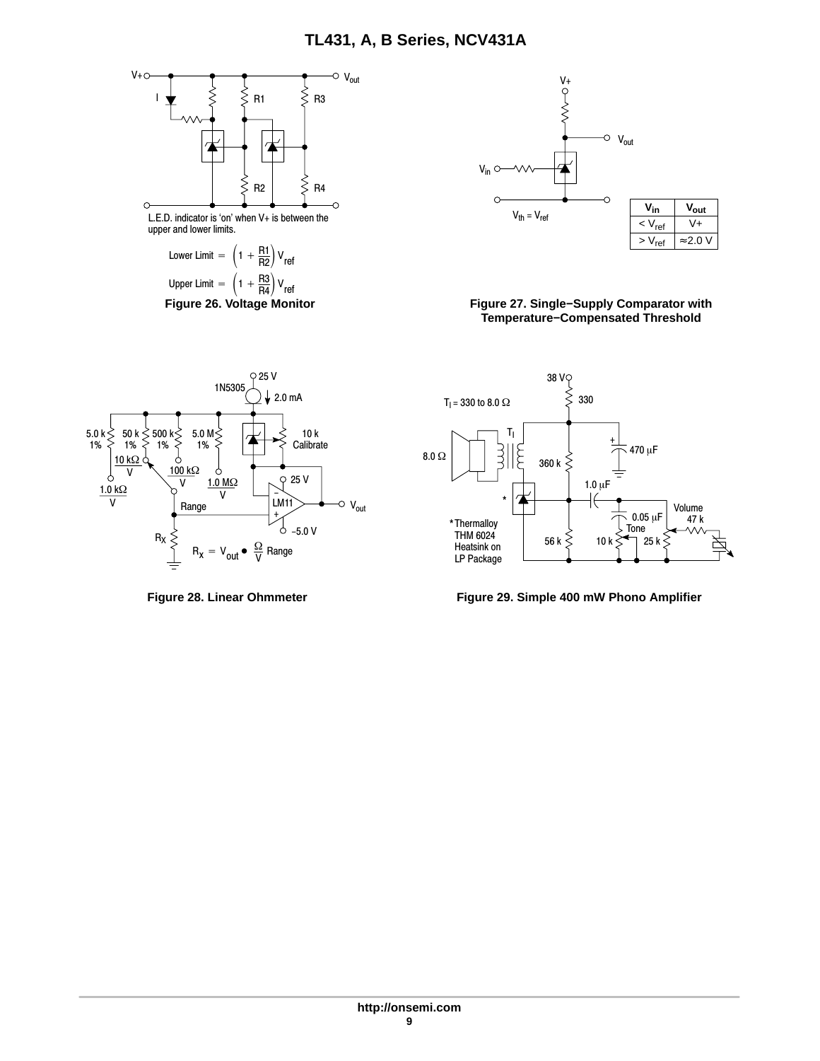L.E.D. indicator is 'on' when V+ is between the upper and lower limits.

$$\text{Lower Limit} = \left(1 + \frac{R1}{R2}\right) V_{ref}$$

$$\text{Upper Limit} = \left(1 + \frac{R3}{R4}\right) V_{ref}$$

**Figure 26. Voltage Monitor**

$V_{th} = V_{ref}$

| $V_{in}$ | $V_{out}$ |
|---|---|
| < $V_{ref}$ | V+ |
| > $V_{ref}$ | ≈2.0 V |

**Figure 27. Single−Supply Comparator with Temperature−Compensated Threshold**

$$R_X = V_{out} \bullet \frac{\Omega}{V} \text{ Range}$$

**Figure 28. Linear Ohmmeter**

$T_l$ = 330 to 8.0 Ω

* Thermalloy THM 6024 Heatsink on LP Package

**Figure 29. Simple 400 mW Phono Amplifier**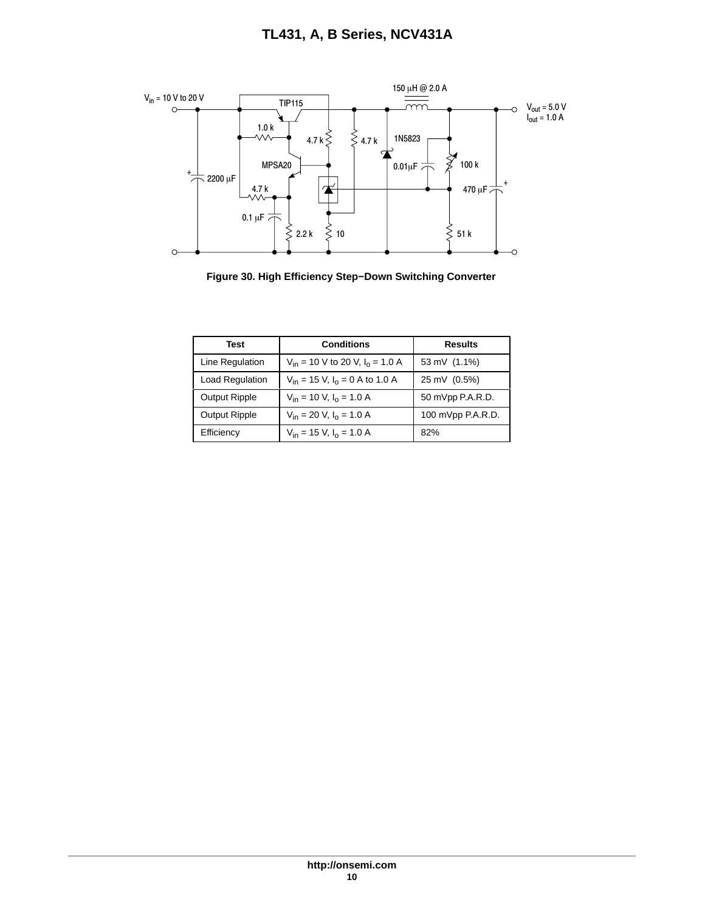Figure 30. High Efficiency Step−Down Switching Converter

| Test | Conditions | Results |
| --- | --- | --- |
| Line Regulation | $V_{in}$ = 10 V to 20 V, $I_o$ = 1.0 A | 53 mV (1.1%) |
| Load Regulation | $V_{in}$ = 15 V, $I_o$ = 0 A to 1.0 A | 25 mV (0.5%) |
| Output Ripple | $V_{in}$ = 10 V, $I_o$ = 1.0 A | 50 mVpp P.A.R.D. |
| Output Ripple | $V_{in}$ = 20 V, $I_o$ = 1.0 A | 100 mVpp P.A.R.D. |
| Efficiency | $V_{in}$ = 15 V, $I_o$ = 1.0 A | 82% |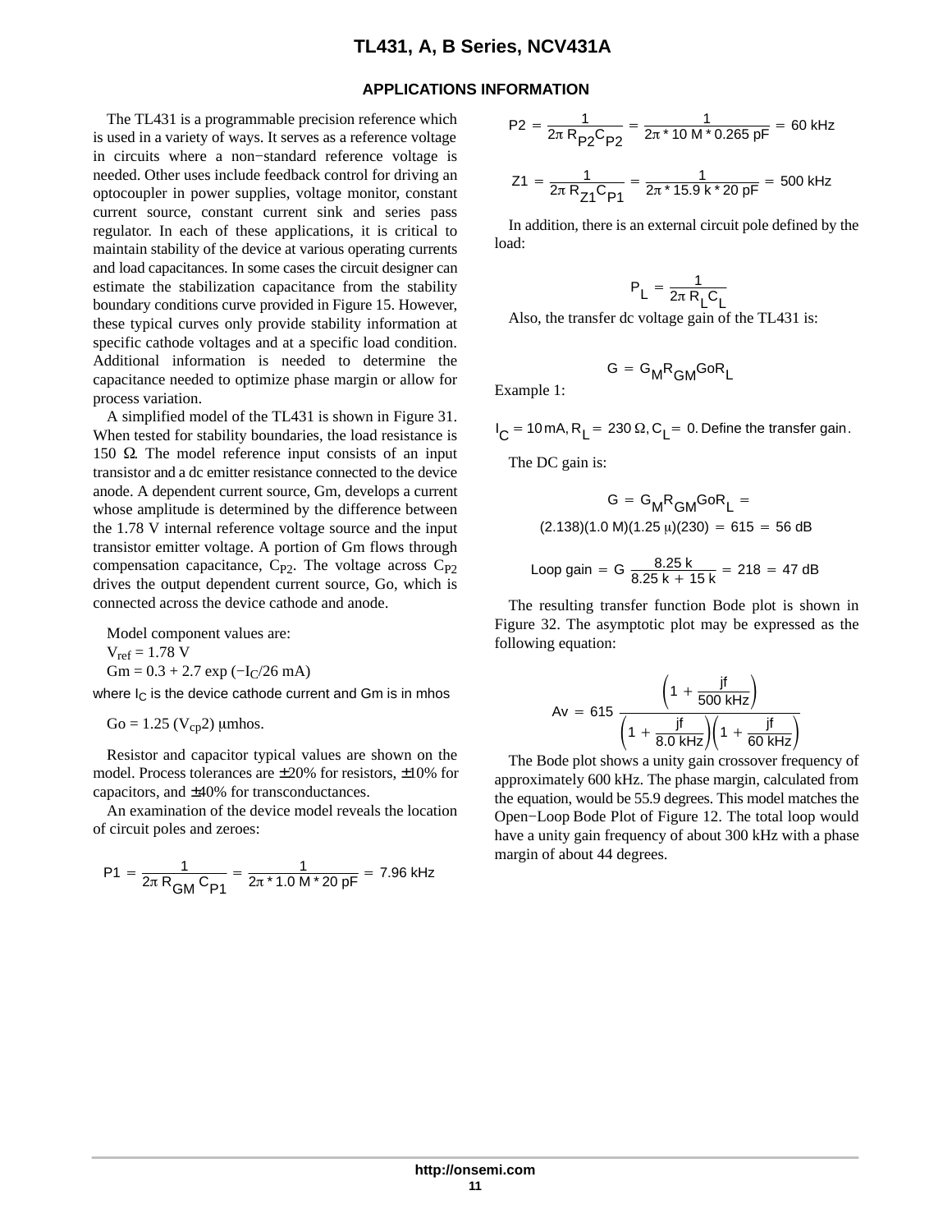## APPLICATIONS INFORMATION

The TL431 is a programmable precision reference which is used in a variety of ways. It serves as a reference voltage in circuits where a non−standard reference voltage is needed. Other uses include feedback control for driving an optocoupler in power supplies, voltage monitor, constant current source, constant current sink and series pass regulator. In each of these applications, it is critical to maintain stability of the device at various operating currents and load capacitances. In some cases the circuit designer can estimate the stabilization capacitance from the stability boundary conditions curve provided in Figure 15. However, these typical curves only provide stability information at specific cathode voltages and at a specific load condition. Additional information is needed to determine the capacitance needed to optimize phase margin or allow for process variation.

A simplified model of the TL431 is shown in Figure 31. When tested for stability boundaries, the load resistance is 150 Ω. The model reference input consists of an input transistor and a dc emitter resistance connected to the device anode. A dependent current source, Gm, develops a current whose amplitude is determined by the difference between the 1.78 V internal reference voltage source and the input transistor emitter voltage. A portion of Gm flows through compensation capacitance, $C_{P2}$. The voltage across $C_{P2}$ drives the output dependent current source, Go, which is connected across the device cathode and anode.

Model component values are:

$V_{ref}$ = 1.78 V

Gm = 0.3 + 2.7 exp ($-I_C$/26 mA)

where $I_C$ is the device cathode current and Gm is in mhos

Go = 1.25 ($V_{cp}$2) μmhos.

Resistor and capacitor typical values are shown on the model. Process tolerances are ±20% for resistors, ±10% for capacitors, and ±40% for transconductances.

An examination of the device model reveals the location of circuit poles and zeroes:

$$P1 = \frac{1}{2\pi R_{GM} C_{P1}} = \frac{1}{2\pi * 1.0\ M * 20\ pF} = 7.96\ kHz$$

$$P2 = \frac{1}{2\pi R_{P2} C_{P2}} = \frac{1}{2\pi * 10\ M * 0.265\ pF} = 60\ kHz$$

$$Z1 = \frac{1}{2\pi R_{Z1} C_{P1}} = \frac{1}{2\pi * 15.9\ k * 20\ pF} = 500\ kHz$$

In addition, there is an external circuit pole defined by the load:

$$P_L = \frac{1}{2\pi R_L C_L}$$

Also, the transfer dc voltage gain of the TL431 is:

$$G = G_M R_{GM} Go R_L$$

Example 1:

$I_C = 10\ mA, R_L = 230\ \Omega, C_L = 0.$ Define the transfer gain.

The DC gain is:

$$G = G_M R_{GM} Go R_L =$$

$$(2.138)(1.0\ M)(1.25\ \mu)(230) = 615 = 56\ dB$$

$$\text{Loop gain} = G \frac{8.25\ k}{8.25\ k + 15\ k} = 218 = 47\ dB$$

The resulting transfer function Bode plot is shown in Figure 32. The asymptotic plot may be expressed as the following equation:

$$Av = 615 \frac{\left(1 + \frac{jf}{500\ kHz}\right)}{\left(1 + \frac{jf}{8.0\ kHz}\right)\left(1 + \frac{jf}{60\ kHz}\right)}$$

The Bode plot shows a unity gain crossover frequency of approximately 600 kHz. The phase margin, calculated from the equation, would be 55.9 degrees. This model matches the Open−Loop Bode Plot of Figure 12. The total loop would have a unity gain frequency of about 300 kHz with a phase margin of about 44 degrees.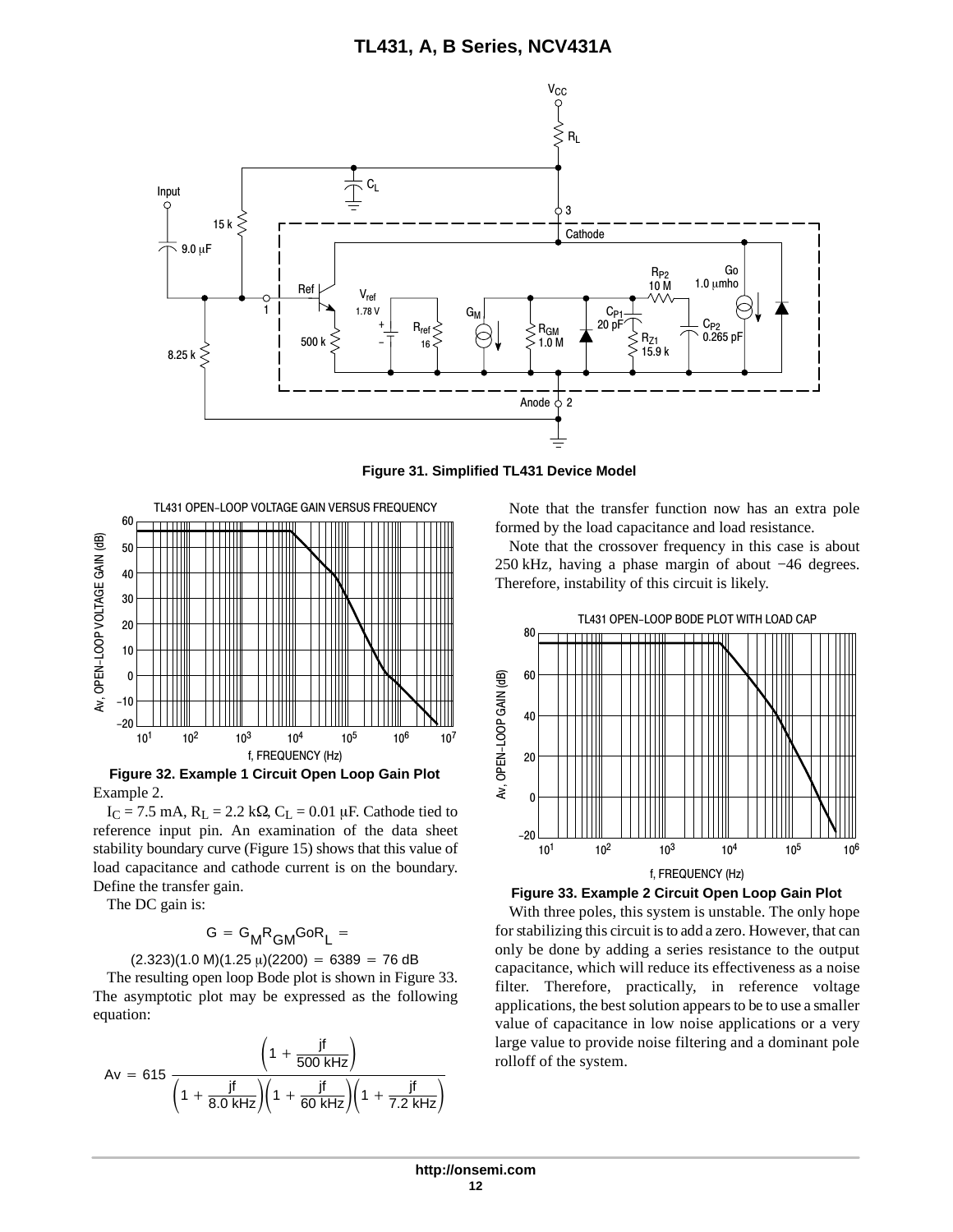Figure 31. Simplified TL431 Device Model

Figure 32. Example 1 Circuit Open Loop Gain Plot

Example 2.

$I_C$ = 7.5 mA, $R_L$ = 2.2 kΩ, $C_L$ = 0.01 μF. Cathode tied to reference input pin. An examination of the data sheet stability boundary curve (Figure 15) shows that this value of load capacitance and cathode current is on the boundary. Define the transfer gain.

The DC gain is:

$$G = G_M R_{GM} G_o R_L =$$

$$(2.323)(1.0\ M)(1.25\ \mu)(2200) = 6389 = 76\ dB$$

The resulting open loop Bode plot is shown in Figure 33. The asymptotic plot may be expressed as the following equation:

$$Av = 615 \frac{\left(1 + \frac{jf}{500\ kHz}\right)}{\left(1 + \frac{jf}{8.0\ kHz}\right)\left(1 + \frac{jf}{60\ kHz}\right)\left(1 + \frac{jf}{7.2\ kHz}\right)}$$

Note that the transfer function now has an extra pole formed by the load capacitance and load resistance.

Note that the crossover frequency in this case is about 250 kHz, having a phase margin of about −46 degrees. Therefore, instability of this circuit is likely.

Figure 33. Example 2 Circuit Open Loop Gain Plot

With three poles, this system is unstable. The only hope for stabilizing this circuit is to add a zero. However, that can only be done by adding a series resistance to the output capacitance, which will reduce its effectiveness as a noise filter. Therefore, practically, in reference voltage applications, the best solution appears to be to use a smaller value of capacitance in low noise applications or a very large value to provide noise filtering and a dominant pole rolloff of the system.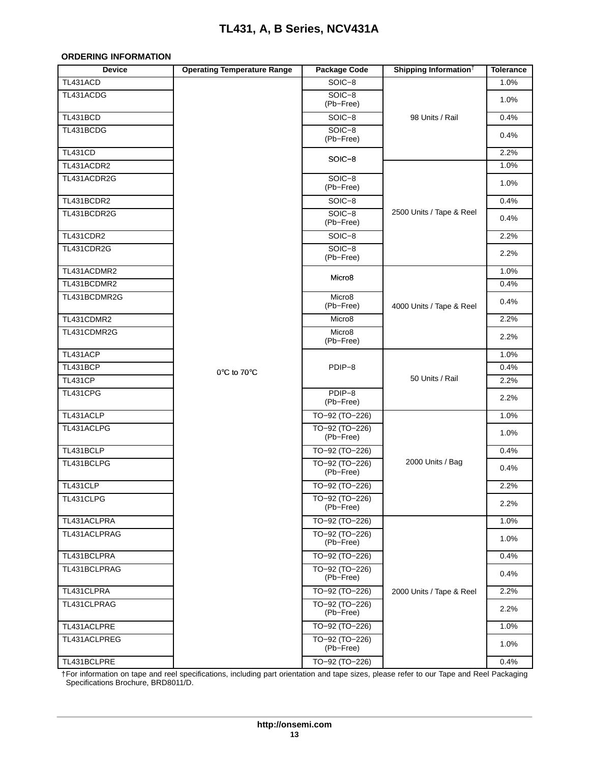## ORDERING INFORMATION

| Device | Operating Temperature Range | Package Code | Shipping Information† | Tolerance |
|---|---|---|---|---|
| TL431ACD | 0°C to 70°C | SOIC−8 | 98 Units / Rail | 1.0% |
| TL431ACDG | 0°C to 70°C | SOIC−8 (Pb−Free) | 98 Units / Rail | 1.0% |
| TL431BCD | 0°C to 70°C | SOIC−8 | 98 Units / Rail | 0.4% |
| TL431BCDG | 0°C to 70°C | SOIC−8 (Pb−Free) | 98 Units / Rail | 0.4% |
| TL431CD | 0°C to 70°C | SOIC−8 | 98 Units / Rail | 2.2% |
| TL431ACDR2 | 0°C to 70°C | SOIC−8 | 2500 Units / Tape & Reel | 1.0% |
| TL431ACDR2G | 0°C to 70°C | SOIC−8 (Pb−Free) | 2500 Units / Tape & Reel | 1.0% |
| TL431BCDR2 | 0°C to 70°C | SOIC−8 | 2500 Units / Tape & Reel | 0.4% |
| TL431BCDR2G | 0°C to 70°C | SOIC−8 (Pb−Free) | 2500 Units / Tape & Reel | 0.4% |
| TL431CDR2 | 0°C to 70°C | SOIC−8 | 2500 Units / Tape & Reel | 2.2% |
| TL431CDR2G | 0°C to 70°C | SOIC−8 (Pb−Free) | 2500 Units / Tape & Reel | 2.2% |
| TL431ACDMR2 | 0°C to 70°C | Micro8 | 4000 Units / Tape & Reel | 1.0% |
| TL431BCDMR2 | 0°C to 70°C | Micro8 | 4000 Units / Tape & Reel | 0.4% |
| TL431BCDMR2G | 0°C to 70°C | Micro8 (Pb−Free) | 4000 Units / Tape & Reel | 0.4% |
| TL431CDMR2 | 0°C to 70°C | Micro8 | 4000 Units / Tape & Reel | 2.2% |
| TL431CDMR2G | 0°C to 70°C | Micro8 (Pb−Free) | 4000 Units / Tape & Reel | 2.2% |
| TL431ACP | 0°C to 70°C | PDIP−8 | 50 Units / Rail | 1.0% |
| TL431BCP | 0°C to 70°C | PDIP−8 | 50 Units / Rail | 0.4% |
| TL431CP | 0°C to 70°C | PDIP−8 | 50 Units / Rail | 2.2% |
| TL431CPG | 0°C to 70°C | PDIP−8 (Pb−Free) | 50 Units / Rail | 2.2% |
| TL431ACLP | 0°C to 70°C | TO−92 (TO−226) | 2000 Units / Bag | 1.0% |
| TL431ACLPG | 0°C to 70°C | TO−92 (TO−226) (Pb−Free) | 2000 Units / Bag | 1.0% |
| TL431BCLP | 0°C to 70°C | TO−92 (TO−226) | 2000 Units / Bag | 0.4% |
| TL431BCLPG | 0°C to 70°C | TO−92 (TO−226) (Pb−Free) | 2000 Units / Bag | 0.4% |
| TL431CLP | 0°C to 70°C | TO−92 (TO−226) | 2000 Units / Bag | 2.2% |
| TL431CLPG | 0°C to 70°C | TO−92 (TO−226) (Pb−Free) | 2000 Units / Bag | 2.2% |
| TL431ACLPRA | 0°C to 70°C | TO−92 (TO−226) | 2000 Units / Tape & Reel | 1.0% |
| TL431ACLPRAG | 0°C to 70°C | TO−92 (TO−226) (Pb−Free) | 2000 Units / Tape & Reel | 1.0% |
| TL431BCLPRA | 0°C to 70°C | TO−92 (TO−226) | 2000 Units / Tape & Reel | 0.4% |
| TL431BCLPRAG | 0°C to 70°C | TO−92 (TO−226) (Pb−Free) | 2000 Units / Tape & Reel | 0.4% |
| TL431CLPRA | 0°C to 70°C | TO−92 (TO−226) | 2000 Units / Tape & Reel | 2.2% |
| TL431CLPRAG | 0°C to 70°C | TO−92 (TO−226) (Pb−Free) | 2000 Units / Tape & Reel | 2.2% |
| TL431ACLPRE | 0°C to 70°C | TO−92 (TO−226) | 2000 Units / Tape & Reel | 1.0% |
| TL431ACLPREG | 0°C to 70°C | TO−92 (TO−226) (Pb−Free) | 2000 Units / Tape & Reel | 1.0% |
| TL431BCLPRE | 0°C to 70°C | TO−92 (TO−226) | 2000 Units / Tape & Reel | 0.4% |

†For information on tape and reel specifications, including part orientation and tape sizes, please refer to our Tape and Reel Packaging Specifications Brochure, BRD8011/D.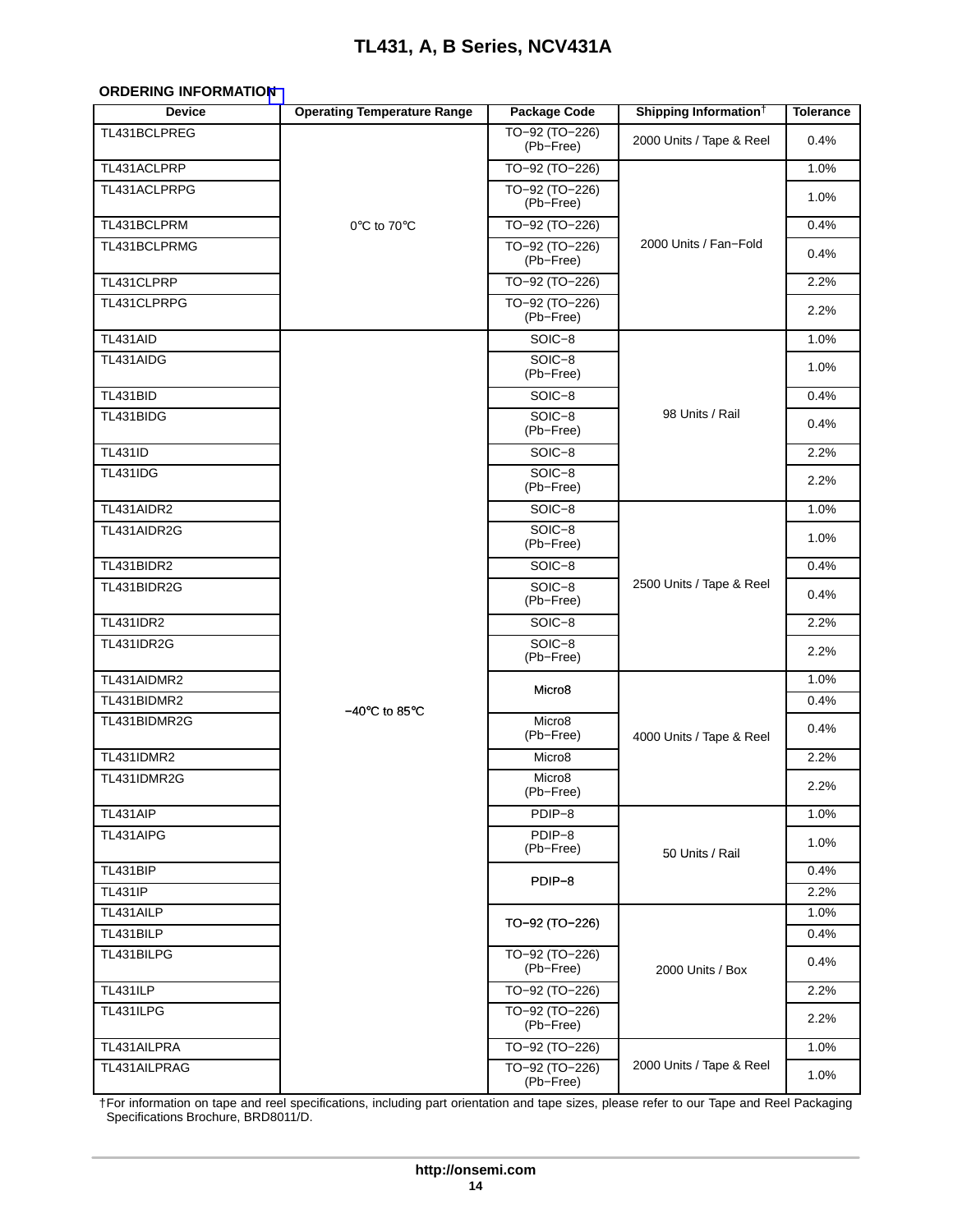## ORDERING INFORMATION

| Device | Operating Temperature Range | Package Code | Shipping Information† | Tolerance |
|---|---|---|---|---|
| TL431BCLPREG | 0°C to 70°C | TO−92 (TO−226) (Pb−Free) | 2000 Units / Tape & Reel | 0.4% |
| TL431ACLPRP | 0°C to 70°C | TO−92 (TO−226) | 2000 Units / Fan−Fold | 1.0% |
| TL431ACLPRPG | 0°C to 70°C | TO−92 (TO−226) (Pb−Free) | 2000 Units / Fan−Fold | 1.0% |
| TL431BCLPRM | 0°C to 70°C | TO−92 (TO−226) | 2000 Units / Fan−Fold | 0.4% |
| TL431BCLPRMG | 0°C to 70°C | TO−92 (TO−226) (Pb−Free) | 2000 Units / Fan−Fold | 0.4% |
| TL431CLPRP | 0°C to 70°C | TO−92 (TO−226) | 2000 Units / Fan−Fold | 2.2% |
| TL431CLPRPG | 0°C to 70°C | TO−92 (TO−226) (Pb−Free) | 2000 Units / Fan−Fold | 2.2% |
| TL431AID | −40°C to 85°C | SOIC−8 | 98 Units / Rail | 1.0% |
| TL431AIDG | −40°C to 85°C | SOIC−8 (Pb−Free) | 98 Units / Rail | 1.0% |
| TL431BID | −40°C to 85°C | SOIC−8 | 98 Units / Rail | 0.4% |
| TL431BIDG | −40°C to 85°C | SOIC−8 (Pb−Free) | 98 Units / Rail | 0.4% |
| TL431ID | −40°C to 85°C | SOIC−8 | 98 Units / Rail | 2.2% |
| TL431IDG | −40°C to 85°C | SOIC−8 (Pb−Free) | 98 Units / Rail | 2.2% |
| TL431AIDR2 | −40°C to 85°C | SOIC−8 | 2500 Units / Tape & Reel | 1.0% |
| TL431AIDR2G | −40°C to 85°C | SOIC−8 (Pb−Free) | 2500 Units / Tape & Reel | 1.0% |
| TL431BIDR2 | −40°C to 85°C | SOIC−8 | 2500 Units / Tape & Reel | 0.4% |
| TL431BIDR2G | −40°C to 85°C | SOIC−8 (Pb−Free) | 2500 Units / Tape & Reel | 0.4% |
| TL431IDR2 | −40°C to 85°C | SOIC−8 | 2500 Units / Tape & Reel | 2.2% |
| TL431IDR2G | −40°C to 85°C | SOIC−8 (Pb−Free) | 2500 Units / Tape & Reel | 2.2% |
| TL431AIDMR2 | −40°C to 85°C | Micro8 | 4000 Units / Tape & Reel | 1.0% |
| TL431BIDMR2 | −40°C to 85°C | Micro8 | 4000 Units / Tape & Reel | 0.4% |
| TL431BIDMR2G | −40°C to 85°C | Micro8 (Pb−Free) | 4000 Units / Tape & Reel | 0.4% |
| TL431IDMR2 | −40°C to 85°C | Micro8 | 4000 Units / Tape & Reel | 2.2% |
| TL431IDMR2G | −40°C to 85°C | Micro8 (Pb−Free) | 4000 Units / Tape & Reel | 2.2% |
| TL431AIP | −40°C to 85°C | PDIP−8 | 50 Units / Rail | 1.0% |
| TL431AIPG | −40°C to 85°C | PDIP−8 (Pb−Free) | 50 Units / Rail | 1.0% |
| TL431BIP | −40°C to 85°C | PDIP−8 | 50 Units / Rail | 0.4% |
| TL431IP | −40°C to 85°C | PDIP−8 | 50 Units / Rail | 2.2% |
| TL431AILP | −40°C to 85°C | TO−92 (TO−226) | 2000 Units / Box | 1.0% |
| TL431BILP | −40°C to 85°C | TO−92 (TO−226) | 2000 Units / Box | 0.4% |
| TL431BILPG | −40°C to 85°C | TO−92 (TO−226) (Pb−Free) | 2000 Units / Box | 0.4% |
| TL431ILP | −40°C to 85°C | TO−92 (TO−226) | 2000 Units / Box | 2.2% |
| TL431ILPG | −40°C to 85°C | TO−92 (TO−226) (Pb−Free) | 2000 Units / Box | 2.2% |
| TL431AILPRA | −40°C to 85°C | TO−92 (TO−226) | 2000 Units / Tape & Reel | 1.0% |
| TL431AILPRAG | −40°C to 85°C | TO−92 (TO−226) (Pb−Free) | 2000 Units / Tape & Reel | 1.0% |

†For information on tape and reel specifications, including part orientation and tape sizes, please refer to our Tape and Reel Packaging Specifications Brochure, BRD8011/D.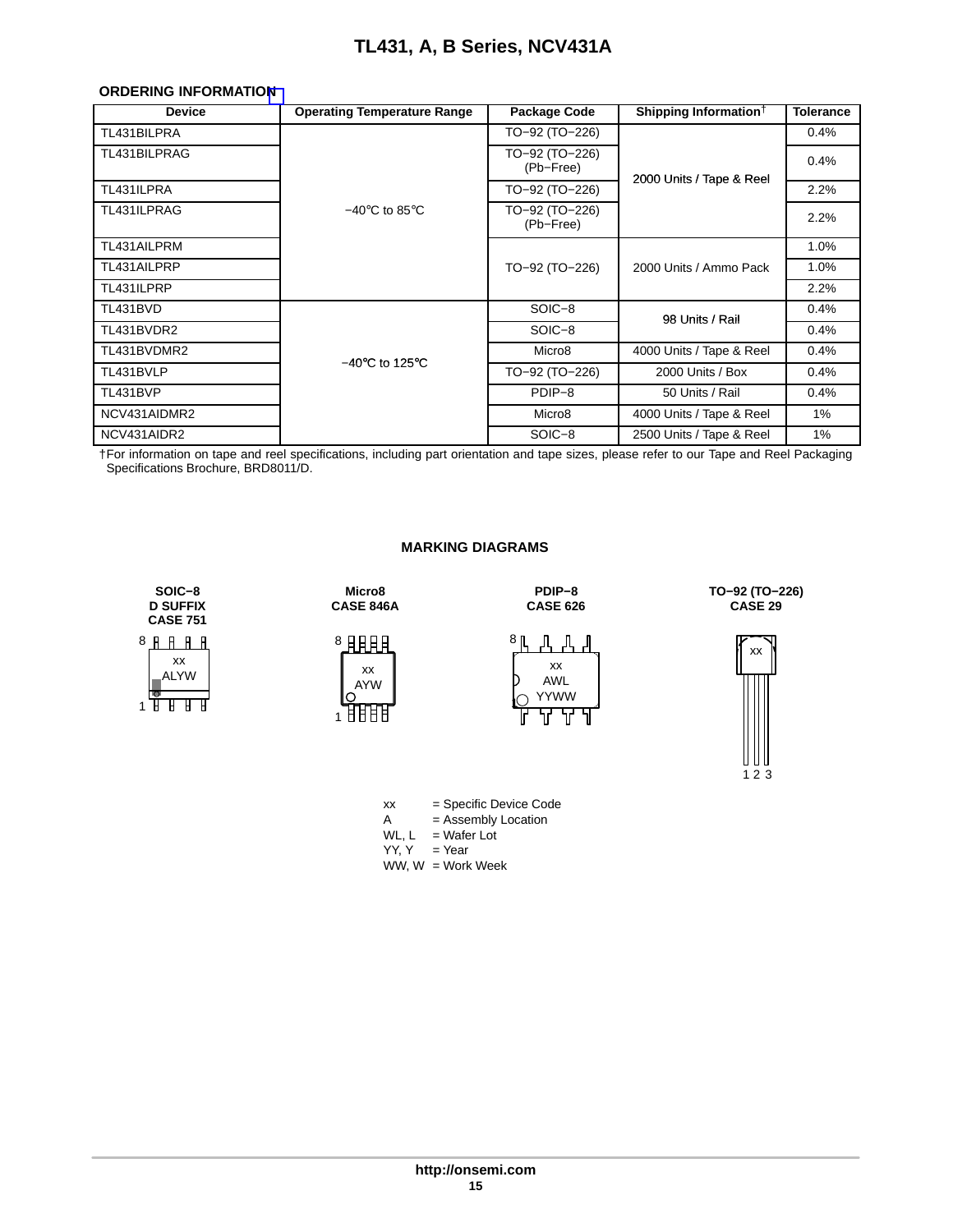## ORDERING INFORMATION

| Device | Operating Temperature Range | Package Code | Shipping Information† | Tolerance |
|---|---|---|---|---|
| TL431BILPRA | −40°C to 85°C | TO−92 (TO−226) | 2000 Units / Tape & Reel | 0.4% |
| TL431BILPRAG | | TO−92 (TO−226) (Pb−Free) | | 0.4% |
| TL431ILPRA | | TO−92 (TO−226) | | 2.2% |
| TL431ILPRAG | | TO−92 (TO−226) (Pb−Free) | | 2.2% |
| TL431AILPRM | | TO−92 (TO−226) | 2000 Units / Ammo Pack | 1.0% |
| TL431AILPRP | | | | 1.0% |
| TL431ILPRP | | | | 2.2% |
| TL431BVD | −40°C to 125°C | SOIC−8 | 98 Units / Rail | 0.4% |
| TL431BVDR2 | | SOIC−8 | | 0.4% |
| TL431BVDMR2 | | Micro8 | 4000 Units / Tape & Reel | 0.4% |
| TL431BVLP | | TO−92 (TO−226) | 2000 Units / Box | 0.4% |
| TL431BVP | | PDIP−8 | 50 Units / Rail | 0.4% |
| NCV431AIDMR2 | | Micro8 | 4000 Units / Tape & Reel | 1% |
| NCV431AIDR2 | | SOIC−8 | 2500 Units / Tape & Reel | 1% |

†For information on tape and reel specifications, including part orientation and tape sizes, please refer to our Tape and Reel Packaging Specifications Brochure, BRD8011/D.

## MARKING DIAGRAMS

**SOIC−8 D SUFFIX CASE 751**

xx
ALYW

**Micro8 CASE 846A**

xx
AYW

**PDIP−8 CASE 626**

xx
AWL
YYWW

**TO−92 (TO−226) CASE 29**

xx

xx = Specific Device Code
A = Assembly Location
WL, L = Wafer Lot
YY, Y = Year
WW, W = Work Week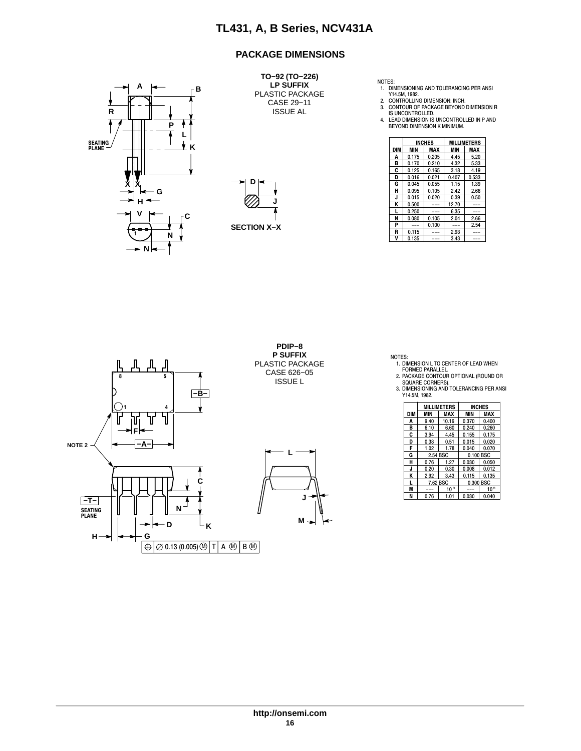## PACKAGE DIMENSIONS

**TO−92 (TO−226)**
**LP SUFFIX**
PLASTIC PACKAGE
CASE 29−11
ISSUE AL

NOTES:
1. DIMENSIONING AND TOLERANCING PER ANSI Y14.5M, 1982.
2. CONTROLLING DIMENSION: INCH.
3. CONTOUR OF PACKAGE BEYOND DIMENSION R IS UNCONTROLLED.
4. LEAD DIMENSION IS UNCONTROLLED IN P AND BEYOND DIMENSION K MINIMUM.

| DIM | INCHES | | MILLIMETERS | |
|---|---|---|---|---|
| | MIN | MAX | MIN | MAX |
| A | 0.175 | 0.205 | 4.45 | 5.20 |
| B | 0.170 | 0.210 | 4.32 | 5.33 |
| C | 0.125 | 0.165 | 3.18 | 4.19 |
| D | 0.016 | 0.021 | 0.407 | 0.533 |
| G | 0.045 | 0.055 | 1.15 | 1.39 |
| H | 0.095 | 0.105 | 2.42 | 2.66 |
| J | 0.015 | 0.020 | 0.39 | 0.50 |
| K | 0.500 | −−− | 12.70 | −−− |
| L | 0.250 | −−− | 6.35 | −−− |
| N | 0.080 | 0.105 | 2.04 | 2.66 |
| P | −−− | 0.100 | −−− | 2.54 |
| R | 0.115 | −−− | 2.93 | −−− |
| V | 0.135 | −−− | 3.43 | −−− |

SECTION X−X

**PDIP−8**
**P SUFFIX**
PLASTIC PACKAGE
CASE 626−05
ISSUE L

NOTES:
1. DIMENSION L TO CENTER OF LEAD WHEN FORMED PARALLEL.
2. PACKAGE CONTOUR OPTIONAL (ROUND OR SQUARE CORNERS).
3. DIMENSIONING AND TOLERANCING PER ANSI Y14.5M, 1982.

| DIM | MILLIMETERS | | INCHES | |
|---|---|---|---|---|
| | MIN | MAX | MIN | MAX |
| A | 9.40 | 10.16 | 0.370 | 0.400 |
| B | 6.10 | 6.60 | 0.240 | 0.260 |
| C | 3.94 | 4.45 | 0.155 | 0.175 |
| D | 0.38 | 0.51 | 0.015 | 0.020 |
| F | 1.02 | 1.78 | 0.040 | 0.070 |
| G | 2.54 BSC | | 0.100 BSC | |
| H | 0.76 | 1.27 | 0.030 | 0.050 |
| J | 0.20 | 0.30 | 0.008 | 0.012 |
| K | 2.92 | 3.43 | 0.115 | 0.135 |
| L | 7.62 BSC | | 0.300 BSC | |
| M | −−− | 10° | −−− | 10° |
| N | 0.76 | 1.01 | 0.030 | 0.040 |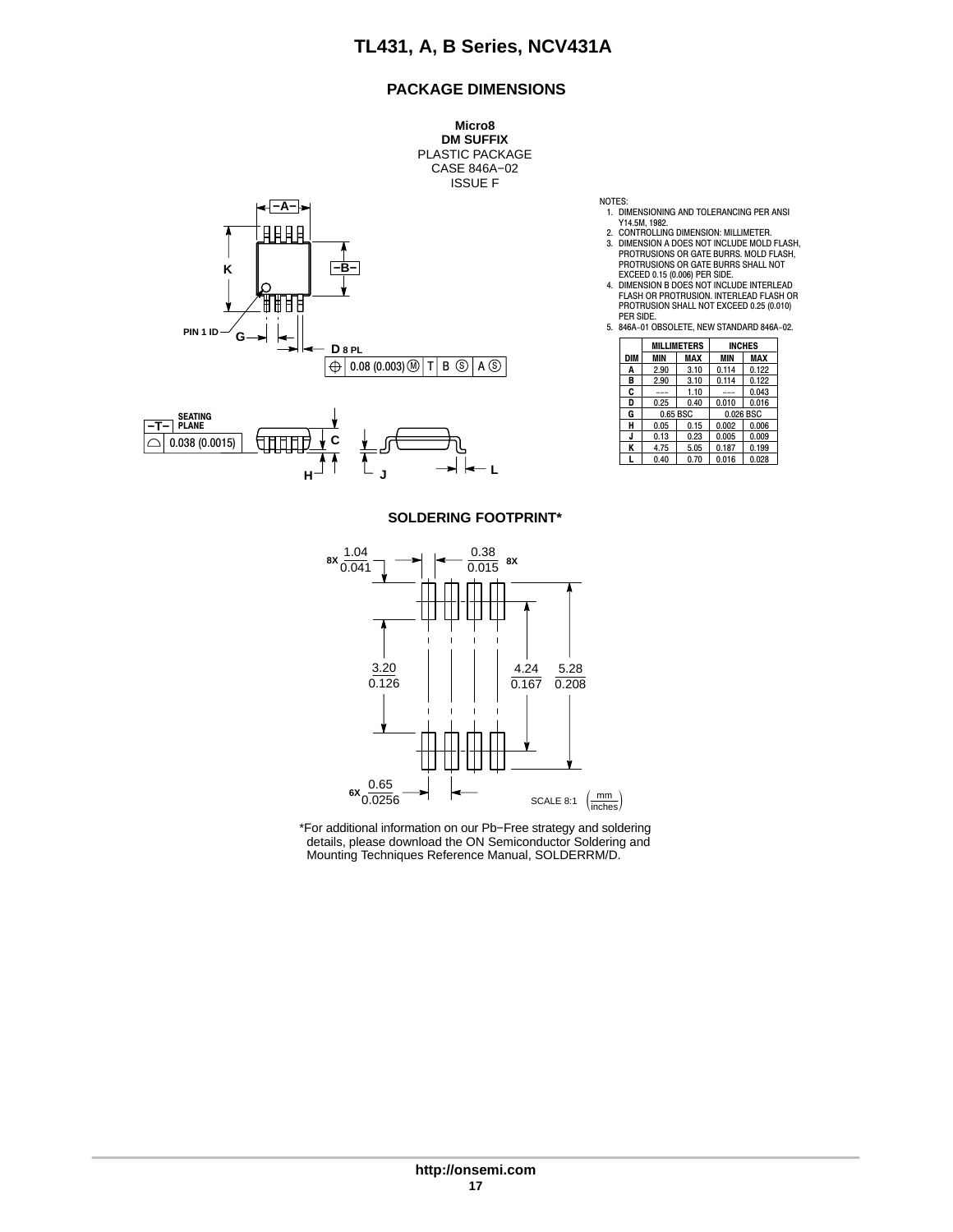## PACKAGE DIMENSIONS

**Micro8**
**DM SUFFIX**
PLASTIC PACKAGE
CASE 846A−02
ISSUE F

NOTES:
1. DIMENSIONING AND TOLERANCING PER ANSI Y14.5M, 1982.
2. CONTROLLING DIMENSION: MILLIMETER.
3. DIMENSION A DOES NOT INCLUDE MOLD FLASH, PROTRUSIONS OR GATE BURRS. MOLD FLASH, PROTRUSIONS OR GATE BURRS SHALL NOT EXCEED 0.15 (0.006) PER SIDE.
4. DIMENSION B DOES NOT INCLUDE INTERLEAD FLASH OR PROTRUSION. INTERLEAD FLASH OR PROTRUSION SHALL NOT EXCEED 0.25 (0.010) PER SIDE.
5. 846A−01 OBSOLETE, NEW STANDARD 846A−02.

| DIM | MILLIMETERS MIN | MILLIMETERS MAX | INCHES MIN | INCHES MAX |
|---|---|---|---|---|
| A | 2.90 | 3.10 | 0.114 | 0.122 |
| B | 2.90 | 3.10 | 0.114 | 0.122 |
| C | --- | 1.10 | --- | 0.043 |
| D | 0.25 | 0.40 | 0.010 | 0.016 |
| G | 0.65 BSC | | 0.026 BSC | |
| H | 0.05 | 0.15 | 0.002 | 0.006 |
| J | 0.13 | 0.23 | 0.005 | 0.009 |
| K | 4.75 | 5.05 | 0.187 | 0.199 |
| L | 0.40 | 0.70 | 0.016 | 0.028 |

PIN 1 ID

D 8 PL

0.08 (0.003) Ⓜ T B Ⓢ A Ⓢ

−T− SEATING PLANE

0.038 (0.0015)

## SOLDERING FOOTPRINT*

8X 1.04/0.041

8X 0.38/0.015

3.20/0.126

4.24/0.167

5.28/0.208

6X 0.65/0.0256

SCALE 8:1 (mm/inches)

*For additional information on our Pb−Free strategy and soldering details, please download the ON Semiconductor Soldering and Mounting Techniques Reference Manual, SOLDERRM/D.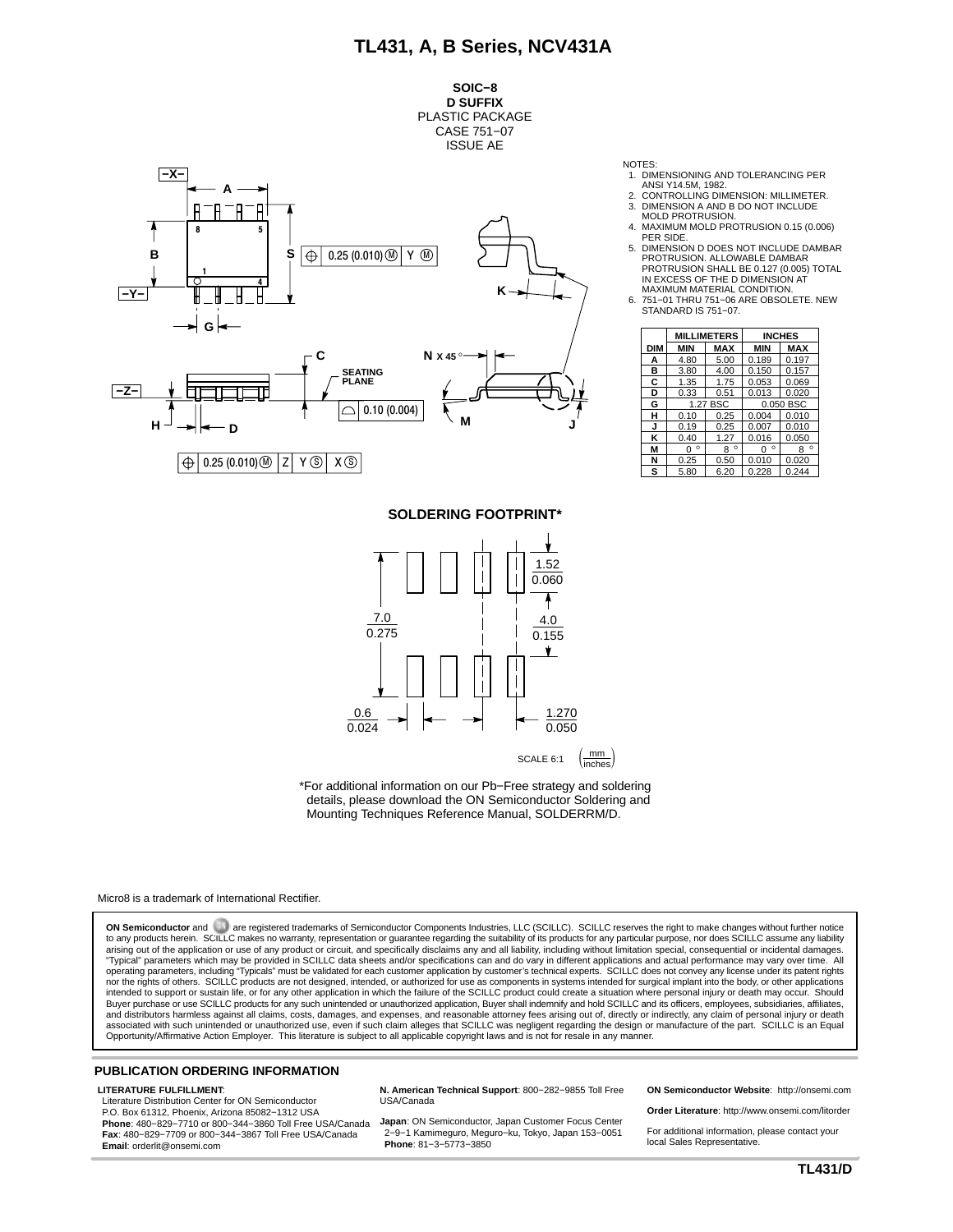## SOIC−8
**D SUFFIX**
PLASTIC PACKAGE
CASE 751−07
ISSUE AE

−X−
A
B
S
0.25 (0.010) M Y M
−Y−
G
K
C
N X 45°
SEATING PLANE
−Z−
0.10 (0.004)
H
D
M
J
0.25 (0.010) M Z Y S X S

NOTES:
1. DIMENSIONING AND TOLERANCING PER ANSI Y14.5M, 1982.
2. CONTROLLING DIMENSION: MILLIMETER.
3. DIMENSION A AND B DO NOT INCLUDE MOLD PROTRUSION.
4. MAXIMUM MOLD PROTRUSION 0.15 (0.006) PER SIDE.
5. DIMENSION D DOES NOT INCLUDE DAMBAR PROTRUSION. ALLOWABLE DAMBAR PROTRUSION SHALL BE 0.127 (0.005) TOTAL IN EXCESS OF THE D DIMENSION AT MAXIMUM MATERIAL CONDITION.
6. 751−01 THRU 751−06 ARE OBSOLETE. NEW STANDARD IS 751−07.

| | MILLIMETERS | | INCHES | |
|---|---|---|---|---|
| DIM | MIN | MAX | MIN | MAX |
| A | 4.80 | 5.00 | 0.189 | 0.197 |
| B | 3.80 | 4.00 | 0.150 | 0.157 |
| C | 1.35 | 1.75 | 0.053 | 0.069 |
| D | 0.33 | 0.51 | 0.013 | 0.020 |
| G | 1.27 BSC | | 0.050 BSC | |
| H | 0.10 | 0.25 | 0.004 | 0.010 |
| J | 0.19 | 0.25 | 0.007 | 0.010 |
| K | 0.40 | 1.27 | 0.016 | 0.050 |
| M | 0° | 8° | 0° | 8° |
| N | 0.25 | 0.50 | 0.010 | 0.020 |
| S | 5.80 | 6.20 | 0.228 | 0.244 |

## SOLDERING FOOTPRINT*

7.0
0.275
1.52
0.060
4.0
0.155
0.6
0.024
1.270
0.050
SCALE 6:1 (mm / inches)

*For additional information on our Pb−Free strategy and soldering details, please download the ON Semiconductor Soldering and Mounting Techniques Reference Manual, SOLDERRM/D.

Micro8 is a trademark of International Rectifier.

**ON Semiconductor** and  are registered trademarks of Semiconductor Components Industries, LLC (SCILLC). SCILLC reserves the right to make changes without further notice to any products herein. SCILLC makes no warranty, representation or guarantee regarding the suitability of its products for any particular purpose, nor does SCILLC assume any liability arising out of the application or use of any product or circuit, and specifically disclaims any and all liability, including without limitation special, consequential or incidental damages. "Typical" parameters which may be provided in SCILLC data sheets and/or specifications can and do vary in different applications and actual performance may vary over time. All operating parameters, including "Typicals" must be validated for each customer application by customer's technical experts. SCILLC does not convey any license under its patent rights nor the rights of others. SCILLC products are not designed, intended, or authorized for use as components in systems intended for surgical implant into the body, or other applications intended to support or sustain life, or for any other application in which the failure of the SCILLC product could create a situation where personal injury or death may occur. Should Buyer purchase or use SCILLC products for any such unintended or unauthorized application, Buyer shall indemnify and hold SCILLC and its officers, employees, subsidiaries, affiliates, and distributors harmless against all claims, costs, damages, and expenses, and reasonable attorney fees arising out of, directly or indirectly, any claim of personal injury or death associated with such unintended or unauthorized use, even if such claim alleges that SCILLC was negligent regarding the design or manufacture of the part. SCILLC is an Equal Opportunity/Affirmative Action Employer. This literature is subject to all applicable copyright laws and is not for resale in any manner.

## PUBLICATION ORDERING INFORMATION

**LITERATURE FULFILLMENT**:
Literature Distribution Center for ON Semiconductor
P.O. Box 61312, Phoenix, Arizona 85082−1312 USA
**Phone**: 480−829−7710 or 800−344−3860 Toll Free USA/Canada
**Fax**: 480−829−7709 or 800−344−3867 Toll Free USA/Canada
**Email**: orderlit@onsemi.com

**N. American Technical Support**: 800−282−9855 Toll Free USA/Canada

**Japan**: ON Semiconductor, Japan Customer Focus Center
2−9−1 Kamimeguro, Meguro−ku, Tokyo, Japan 153−0051
**Phone**: 81−3−5773−3850

**ON Semiconductor Website**: http://onsemi.com

**Order Literature**: http://www.onsemi.com/litorder

For additional information, please contact your local Sales Representative.

**TL431/D**